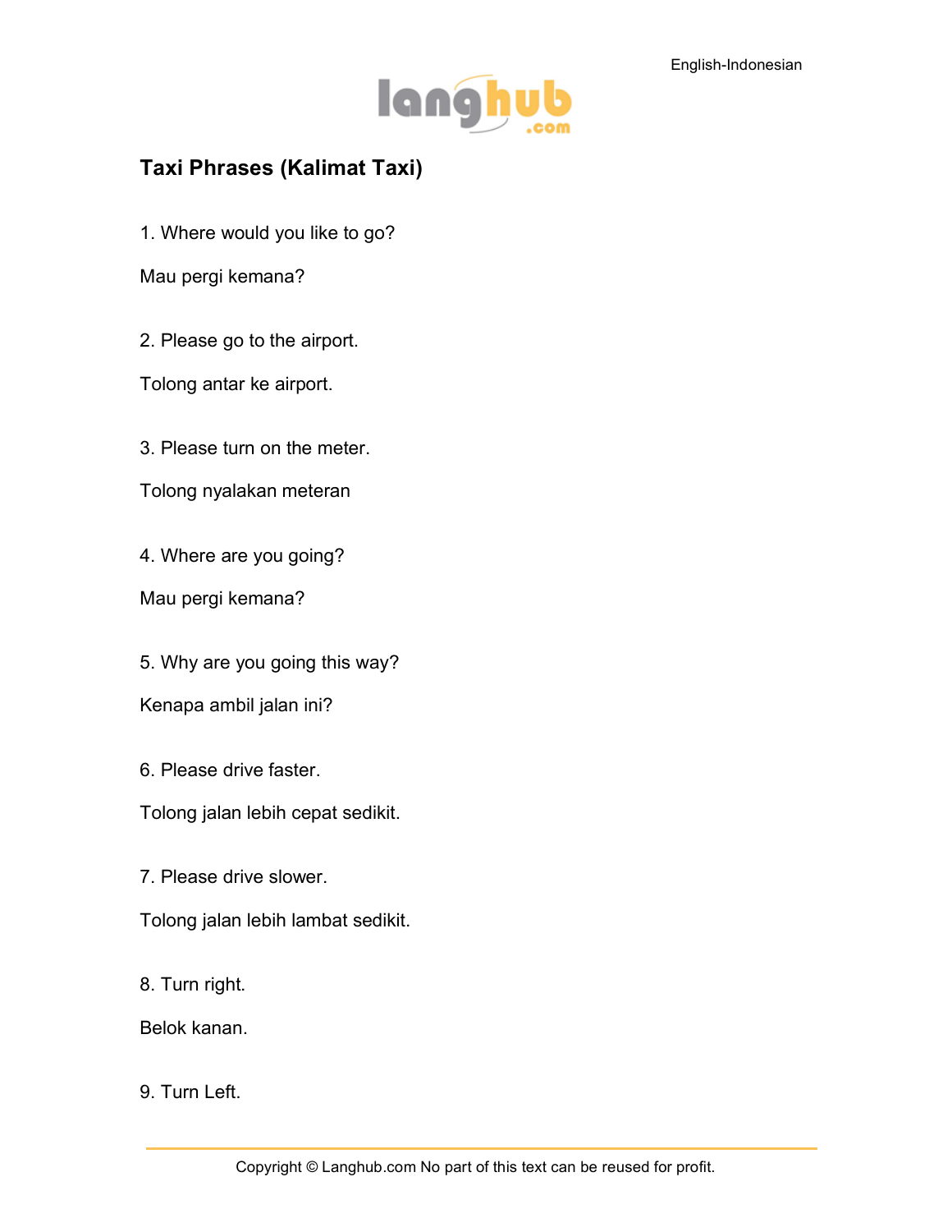## Taxi Phrases (Kalimat Taxi)

1. Where would you like to go?

Mau pergi kemana?

2. Please go to the airport.

Tolong antar ke airport.

3. Please turn on the meter.

Tolong nyalakan meteran

4. Where are you going?

Mau pergi kemana?

5. Why are you going this way?

Kenapa ambil jalan ini?

6. Please drive faster.

Tolong jalan lebih cepat sedikit.

7. Please drive slower.

Tolong jalan lebih lambat sedikit.

8. Turn right.

Belok kanan.

9. Turn Left.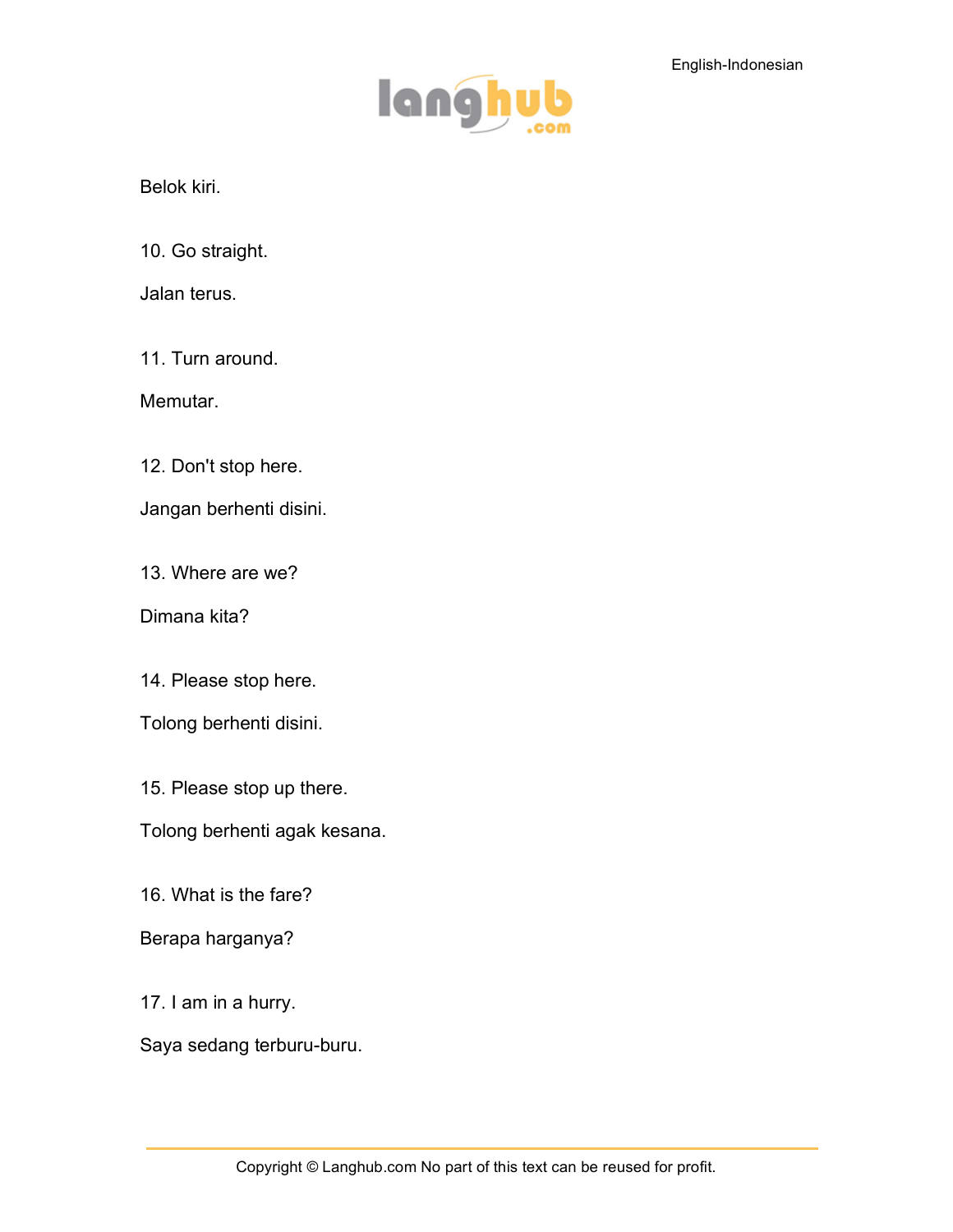Belok kiri.

10. Go straight.

Jalan terus.

11. Turn around.

Memutar.

12. Don't stop here.

Jangan berhenti disini.

13. Where are we?

Dimana kita?

14. Please stop here.

Tolong berhenti disini.

15. Please stop up there.

Tolong berhenti agak kesana.

16. What is the fare?

Berapa harganya?

17. I am in a hurry.

Saya sedang terburu-buru.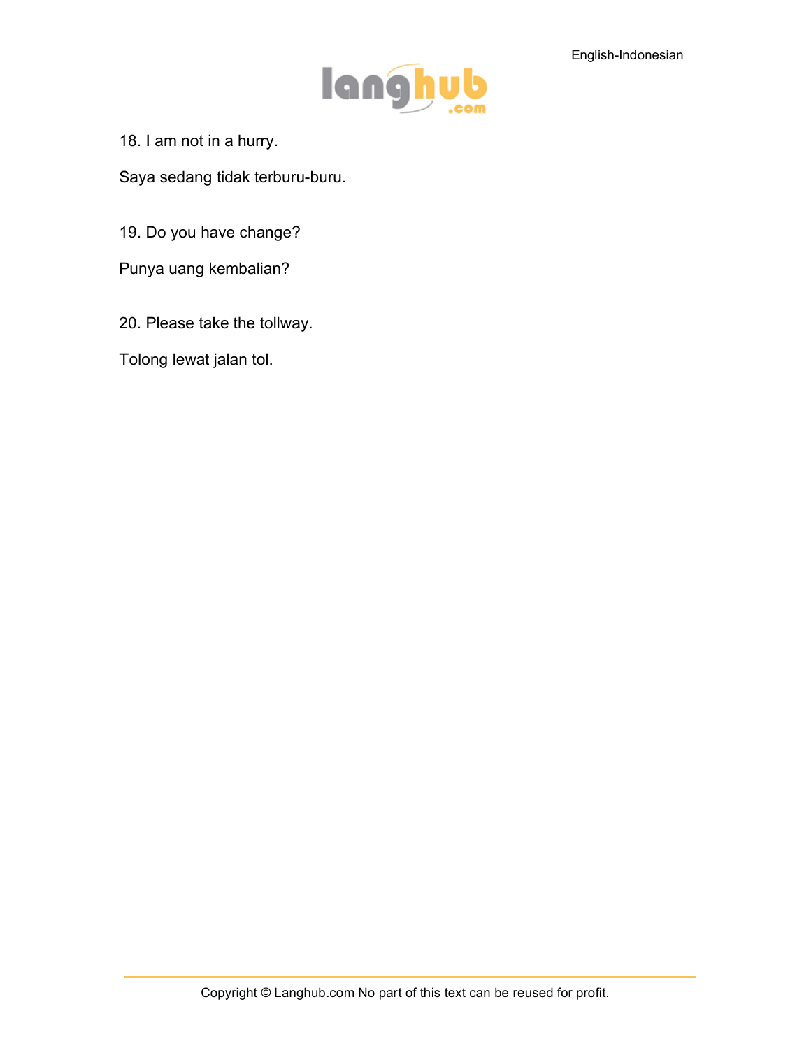18. I am not in a hurry.

Saya sedang tidak terburu-buru.

19. Do you have change?

Punya uang kembalian?

20. Please take the tollway.

Tolong lewat jalan tol.